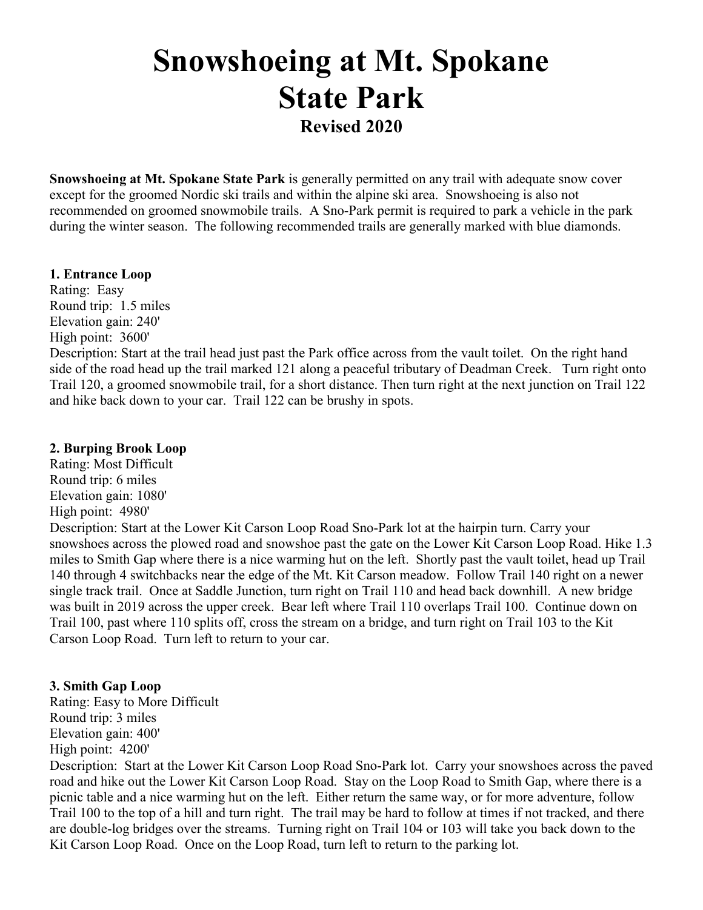# Snowshoeing at Mt. Spokane State Park

## Revised 2020

**Snowshoeing at Mt. Spokane State Park** is generally permitted on any trail with adequate snow cover except for the groomed Nordic ski trails and within the alpine ski area. Snowshoeing is also not recommended on groomed snowmobile trails. A Sno-Park permit is required to park a vehicle in the park during the winter season. The following recommended trails are generally marked with blue diamonds.

**1. Entrance Loop**
Rating: Easy
Round trip: 1.5 miles
Elevation gain: 240'
High point: 3600'
Description: Start at the trail head just past the Park office across from the vault toilet. On the right hand side of the road head up the trail marked 121 along a peaceful tributary of Deadman Creek. Turn right onto Trail 120, a groomed snowmobile trail, for a short distance. Then turn right at the next junction on Trail 122 and hike back down to your car. Trail 122 can be brushy in spots.

**2. Burping Brook Loop**
Rating: Most Difficult
Round trip: 6 miles
Elevation gain: 1080'
High point: 4980'
Description: Start at the Lower Kit Carson Loop Road Sno-Park lot at the hairpin turn. Carry your snowshoes across the plowed road and snowshoe past the gate on the Lower Kit Carson Loop Road. Hike 1.3 miles to Smith Gap where there is a nice warming hut on the left. Shortly past the vault toilet, head up Trail 140 through 4 switchbacks near the edge of the Mt. Kit Carson meadow. Follow Trail 140 right on a newer single track trail. Once at Saddle Junction, turn right on Trail 110 and head back downhill. A new bridge was built in 2019 across the upper creek. Bear left where Trail 110 overlaps Trail 100. Continue down on Trail 100, past where 110 splits off, cross the stream on a bridge, and turn right on Trail 103 to the Kit Carson Loop Road. Turn left to return to your car.

**3. Smith Gap Loop**
Rating: Easy to More Difficult
Round trip: 3 miles
Elevation gain: 400'
High point: 4200'
Description: Start at the Lower Kit Carson Loop Road Sno-Park lot. Carry your snowshoes across the paved road and hike out the Lower Kit Carson Loop Road. Stay on the Loop Road to Smith Gap, where there is a picnic table and a nice warming hut on the left. Either return the same way, or for more adventure, follow Trail 100 to the top of a hill and turn right. The trail may be hard to follow at times if not tracked, and there are double-log bridges over the streams. Turning right on Trail 104 or 103 will take you back down to the Kit Carson Loop Road. Once on the Loop Road, turn left to return to the parking lot.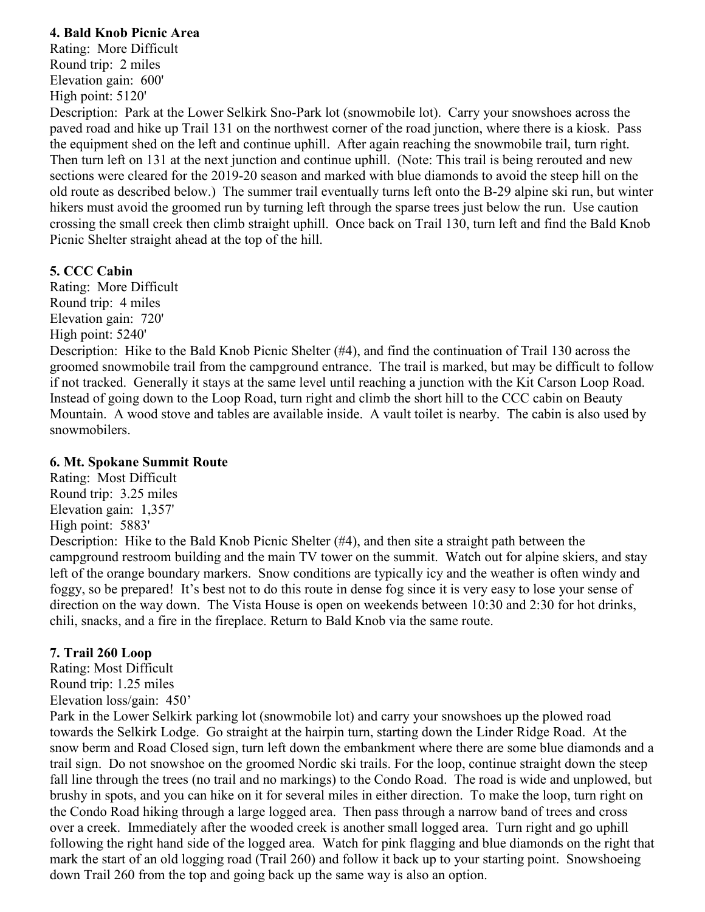**4. Bald Knob Picnic Area**

Rating: More Difficult
Round trip: 2 miles
Elevation gain: 600'
High point: 5120'

Description: Park at the Lower Selkirk Sno-Park lot (snowmobile lot). Carry your snowshoes across the paved road and hike up Trail 131 on the northwest corner of the road junction, where there is a kiosk. Pass the equipment shed on the left and continue uphill. After again reaching the snowmobile trail, turn right. Then turn left on 131 at the next junction and continue uphill. (Note: This trail is being rerouted and new sections were cleared for the 2019-20 season and marked with blue diamonds to avoid the steep hill on the old route as described below.) The summer trail eventually turns left onto the B-29 alpine ski run, but winter hikers must avoid the groomed run by turning left through the sparse trees just below the run. Use caution crossing the small creek then climb straight uphill. Once back on Trail 130, turn left and find the Bald Knob Picnic Shelter straight ahead at the top of the hill.

**5. CCC Cabin**

Rating: More Difficult
Round trip: 4 miles
Elevation gain: 720'
High point: 5240'

Description: Hike to the Bald Knob Picnic Shelter (#4), and find the continuation of Trail 130 across the groomed snowmobile trail from the campground entrance. The trail is marked, but may be difficult to follow if not tracked. Generally it stays at the same level until reaching a junction with the Kit Carson Loop Road. Instead of going down to the Loop Road, turn right and climb the short hill to the CCC cabin on Beauty Mountain. A wood stove and tables are available inside. A vault toilet is nearby. The cabin is also used by snowmobilers.

**6. Mt. Spokane Summit Route**

Rating: Most Difficult
Round trip: 3.25 miles
Elevation gain: 1,357'
High point: 5883'

Description: Hike to the Bald Knob Picnic Shelter (#4), and then site a straight path between the campground restroom building and the main TV tower on the summit. Watch out for alpine skiers, and stay left of the orange boundary markers. Snow conditions are typically icy and the weather is often windy and foggy, so be prepared! It's best not to do this route in dense fog since it is very easy to lose your sense of direction on the way down. The Vista House is open on weekends between 10:30 and 2:30 for hot drinks, chili, snacks, and a fire in the fireplace. Return to Bald Knob via the same route.

**7. Trail 260 Loop**

Rating: Most Difficult
Round trip: 1.25 miles
Elevation loss/gain: 450'

Park in the Lower Selkirk parking lot (snowmobile lot) and carry your snowshoes up the plowed road towards the Selkirk Lodge. Go straight at the hairpin turn, starting down the Linder Ridge Road. At the snow berm and Road Closed sign, turn left down the embankment where there are some blue diamonds and a trail sign. Do not snowshoe on the groomed Nordic ski trails. For the loop, continue straight down the steep fall line through the trees (no trail and no markings) to the Condo Road. The road is wide and unplowed, but brushy in spots, and you can hike on it for several miles in either direction. To make the loop, turn right on the Condo Road hiking through a large logged area. Then pass through a narrow band of trees and cross over a creek. Immediately after the wooded creek is another small logged area. Turn right and go uphill following the right hand side of the logged area. Watch for pink flagging and blue diamonds on the right that mark the start of an old logging road (Trail 260) and follow it back up to your starting point. Snowshoeing down Trail 260 from the top and going back up the same way is also an option.